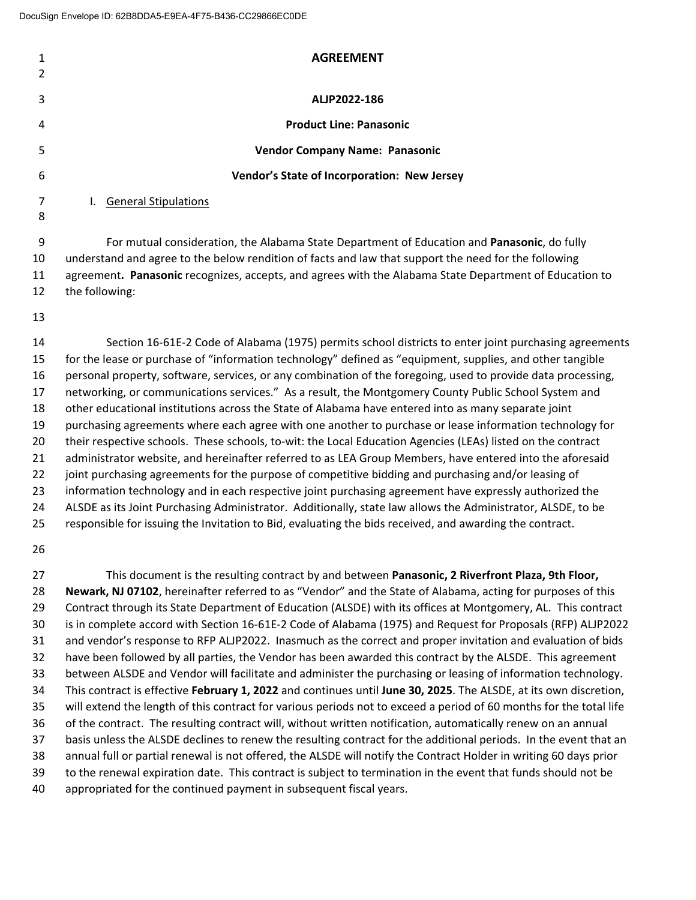# AGREEMENT

**ALJP2022-186**

**Product Line: Panasonic**

**Vendor Company Name: Panasonic**

**Vendor's State of Incorporation: New Jersey**

## I. General Stipulations

For mutual consideration, the Alabama State Department of Education and **Panasonic**, do fully understand and agree to the below rendition of facts and law that support the need for the following agreement**. Panasonic** recognizes, accepts, and agrees with the Alabama State Department of Education to the following:

Section 16-61E-2 Code of Alabama (1975) permits school districts to enter joint purchasing agreements for the lease or purchase of "information technology" defined as "equipment, supplies, and other tangible personal property, software, services, or any combination of the foregoing, used to provide data processing, networking, or communications services." As a result, the Montgomery County Public School System and other educational institutions across the State of Alabama have entered into as many separate joint purchasing agreements where each agree with one another to purchase or lease information technology for their respective schools. These schools, to-wit: the Local Education Agencies (LEAs) listed on the contract administrator website, and hereinafter referred to as LEA Group Members, have entered into the aforesaid joint purchasing agreements for the purpose of competitive bidding and purchasing and/or leasing of information technology and in each respective joint purchasing agreement have expressly authorized the ALSDE as its Joint Purchasing Administrator. Additionally, state law allows the Administrator, ALSDE, to be responsible for issuing the Invitation to Bid, evaluating the bids received, and awarding the contract.

This document is the resulting contract by and between **Panasonic, 2 Riverfront Plaza, 9th Floor, Newark, NJ 07102**, hereinafter referred to as "Vendor" and the State of Alabama, acting for purposes of this Contract through its State Department of Education (ALSDE) with its offices at Montgomery, AL. This contract is in complete accord with Section 16-61E-2 Code of Alabama (1975) and Request for Proposals (RFP) ALJP2022 and vendor's response to RFP ALJP2022. Inasmuch as the correct and proper invitation and evaluation of bids have been followed by all parties, the Vendor has been awarded this contract by the ALSDE. This agreement between ALSDE and Vendor will facilitate and administer the purchasing or leasing of information technology. This contract is effective **February 1, 2022** and continues until **June 30, 2025**. The ALSDE, at its own discretion, will extend the length of this contract for various periods not to exceed a period of 60 months for the total life of the contract. The resulting contract will, without written notification, automatically renew on an annual basis unless the ALSDE declines to renew the resulting contract for the additional periods. In the event that an annual full or partial renewal is not offered, the ALSDE will notify the Contract Holder in writing 60 days prior to the renewal expiration date. This contract is subject to termination in the event that funds should not be appropriated for the continued payment in subsequent fiscal years.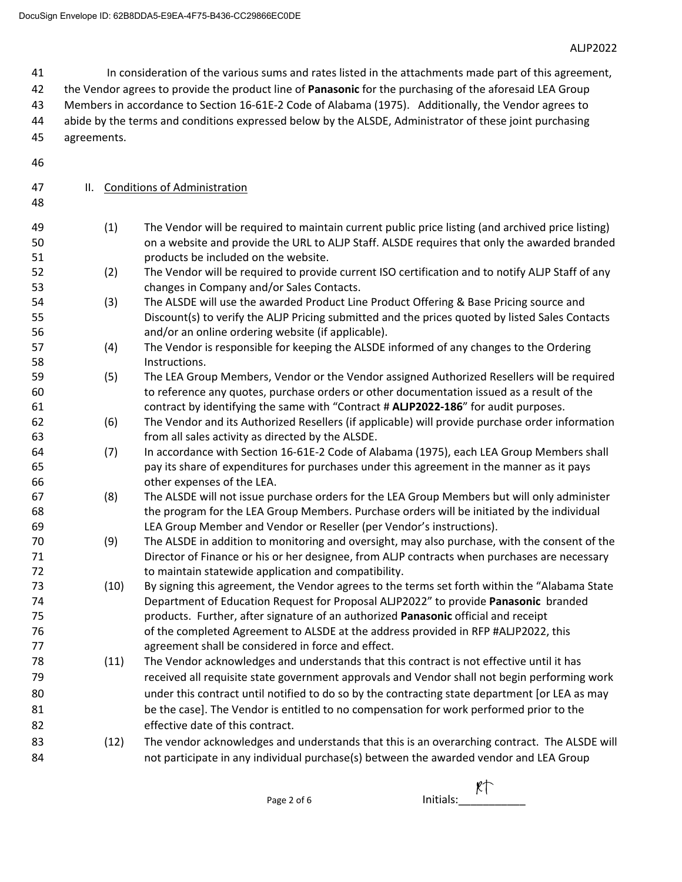In consideration of the various sums and rates listed in the attachments made part of this agreement, the Vendor agrees to provide the product line of **Panasonic** for the purchasing of the aforesaid LEA Group Members in accordance to Section 16-61E-2 Code of Alabama (1975). Additionally, the Vendor agrees to abide by the terms and conditions expressed below by the ALSDE, Administrator of these joint purchasing agreements.

## II. Conditions of Administration

(1) The Vendor will be required to maintain current public price listing (and archived price listing) on a website and provide the URL to ALJP Staff. ALSDE requires that only the awarded branded products be included on the website.

(2) The Vendor will be required to provide current ISO certification and to notify ALJP Staff of any changes in Company and/or Sales Contacts.

(3) The ALSDE will use the awarded Product Line Product Offering & Base Pricing source and Discount(s) to verify the ALJP Pricing submitted and the prices quoted by listed Sales Contacts and/or an online ordering website (if applicable).

(4) The Vendor is responsible for keeping the ALSDE informed of any changes to the Ordering Instructions.

(5) The LEA Group Members, Vendor or the Vendor assigned Authorized Resellers will be required to reference any quotes, purchase orders or other documentation issued as a result of the contract by identifying the same with "Contract # **ALJP2022-186**" for audit purposes.

(6) The Vendor and its Authorized Resellers (if applicable) will provide purchase order information from all sales activity as directed by the ALSDE.

(7) In accordance with Section 16-61E-2 Code of Alabama (1975), each LEA Group Members shall pay its share of expenditures for purchases under this agreement in the manner as it pays other expenses of the LEA.

(8) The ALSDE will not issue purchase orders for the LEA Group Members but will only administer the program for the LEA Group Members. Purchase orders will be initiated by the individual LEA Group Member and Vendor or Reseller (per Vendor's instructions).

(9) The ALSDE in addition to monitoring and oversight, may also purchase, with the consent of the Director of Finance or his or her designee, from ALJP contracts when purchases are necessary to maintain statewide application and compatibility.

(10) By signing this agreement, the Vendor agrees to the terms set forth within the "Alabama State Department of Education Request for Proposal ALJP2022" to provide **Panasonic** branded products. Further, after signature of an authorized **Panasonic** official and receipt of the completed Agreement to ALSDE at the address provided in RFP #ALJP2022, this agreement shall be considered in force and effect.

(11) The Vendor acknowledges and understands that this contract is not effective until it has received all requisite state government approvals and Vendor shall not begin performing work under this contract until notified to do so by the contracting state department [or LEA as may be the case]. The Vendor is entitled to no compensation for work performed prior to the effective date of this contract.

(12) The vendor acknowledges and understands that this is an overarching contract. The ALSDE will not participate in any individual purchase(s) between the awarded vendor and LEA Group

Initials: RT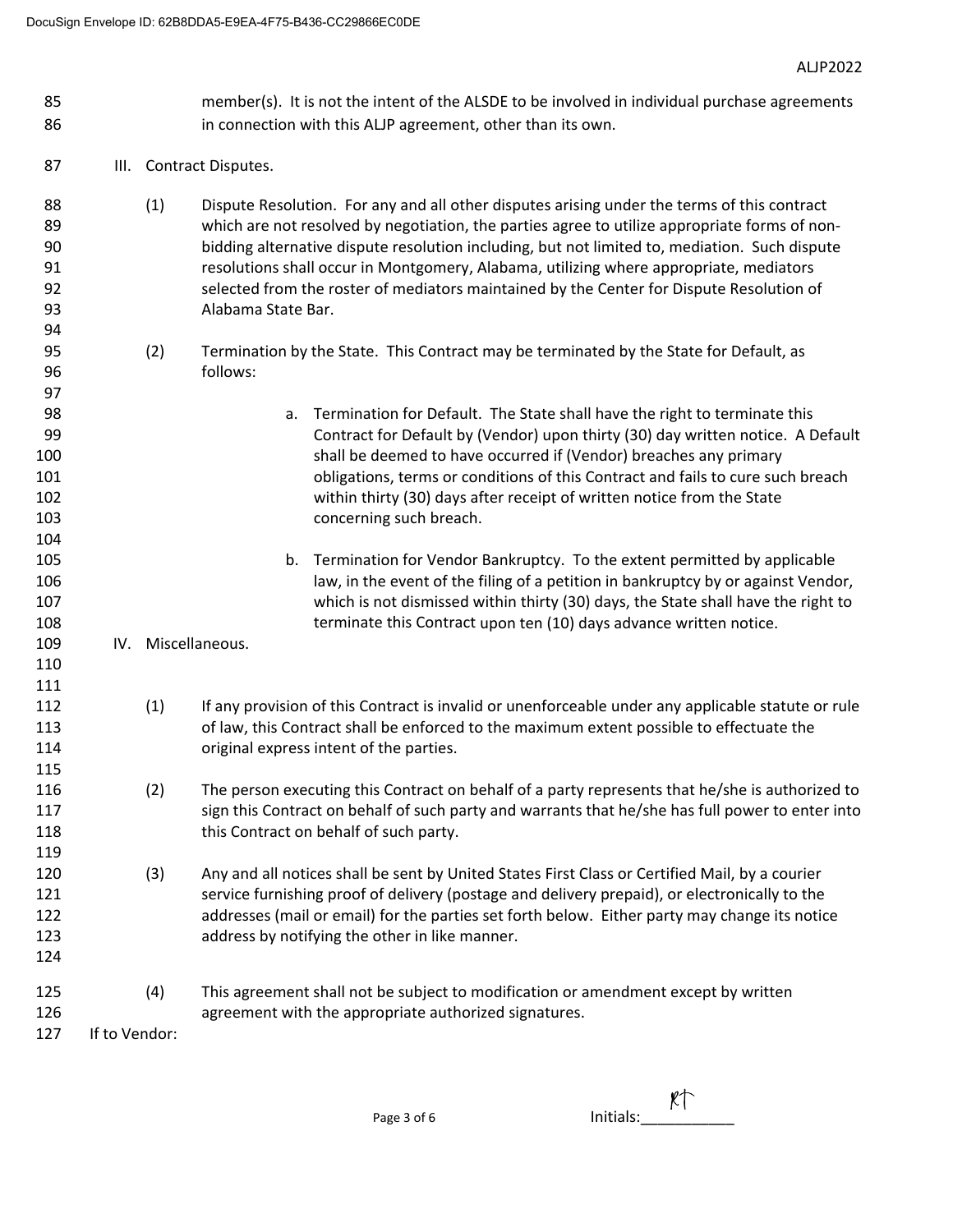member(s). It is not the intent of the ALSDE to be involved in individual purchase agreements in connection with this ALJP agreement, other than its own.

III. Contract Disputes.

(1) Dispute Resolution. For any and all other disputes arising under the terms of this contract which are not resolved by negotiation, the parties agree to utilize appropriate forms of non-bidding alternative dispute resolution including, but not limited to, mediation. Such dispute resolutions shall occur in Montgomery, Alabama, utilizing where appropriate, mediators selected from the roster of mediators maintained by the Center for Dispute Resolution of Alabama State Bar.

(2) Termination by the State. This Contract may be terminated by the State for Default, as follows:

a. Termination for Default. The State shall have the right to terminate this Contract for Default by (Vendor) upon thirty (30) day written notice. A Default shall be deemed to have occurred if (Vendor) breaches any primary obligations, terms or conditions of this Contract and fails to cure such breach within thirty (30) days after receipt of written notice from the State concerning such breach.

b. Termination for Vendor Bankruptcy. To the extent permitted by applicable law, in the event of the filing of a petition in bankruptcy by or against Vendor, which is not dismissed within thirty (30) days, the State shall have the right to terminate this Contract upon ten (10) days advance written notice.

IV. Miscellaneous.

(1) If any provision of this Contract is invalid or unenforceable under any applicable statute or rule of law, this Contract shall be enforced to the maximum extent possible to effectuate the original express intent of the parties.

(2) The person executing this Contract on behalf of a party represents that he/she is authorized to sign this Contract on behalf of such party and warrants that he/she has full power to enter into this Contract on behalf of such party.

(3) Any and all notices shall be sent by United States First Class or Certified Mail, by a courier service furnishing proof of delivery (postage and delivery prepaid), or electronically to the addresses (mail or email) for the parties set forth below. Either party may change its notice address by notifying the other in like manner.

(4) This agreement shall not be subject to modification or amendment except by written agreement with the appropriate authorized signatures.

If to Vendor:

Initials: RT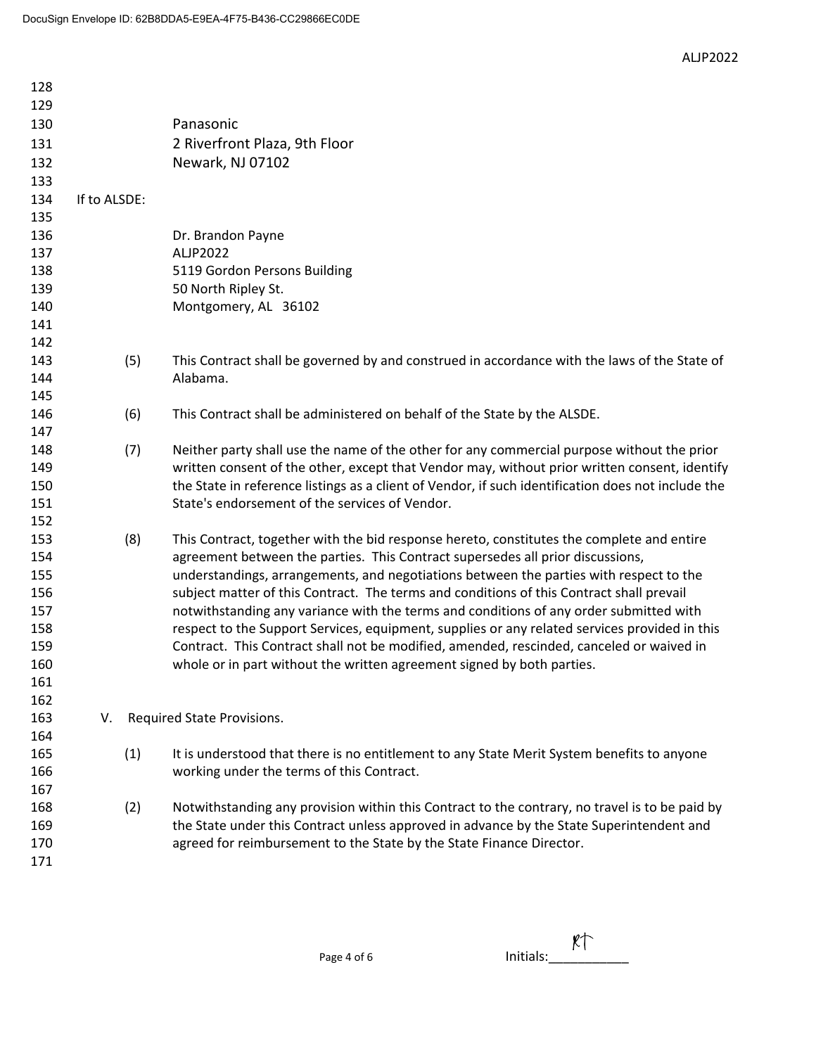Panasonic
2 Riverfront Plaza, 9th Floor
Newark, NJ 07102

If to ALSDE:

Dr. Brandon Payne
ALJP2022
5119 Gordon Persons Building
50 North Ripley St.
Montgomery, AL 36102

(5) This Contract shall be governed by and construed in accordance with the laws of the State of Alabama.

(6) This Contract shall be administered on behalf of the State by the ALSDE.

(7) Neither party shall use the name of the other for any commercial purpose without the prior written consent of the other, except that Vendor may, without prior written consent, identify the State in reference listings as a client of Vendor, if such identification does not include the State's endorsement of the services of Vendor.

(8) This Contract, together with the bid response hereto, constitutes the complete and entire agreement between the parties. This Contract supersedes all prior discussions, understandings, arrangements, and negotiations between the parties with respect to the subject matter of this Contract. The terms and conditions of this Contract shall prevail notwithstanding any variance with the terms and conditions of any order submitted with respect to the Support Services, equipment, supplies or any related services provided in this Contract. This Contract shall not be modified, amended, rescinded, canceled or waived in whole or in part without the written agreement signed by both parties.

V. Required State Provisions.

(1) It is understood that there is no entitlement to any State Merit System benefits to anyone working under the terms of this Contract.

(2) Notwithstanding any provision within this Contract to the contrary, no travel is to be paid by the State under this Contract unless approved in advance by the State Superintendent and agreed for reimbursement to the State by the State Finance Director.

Initials: RT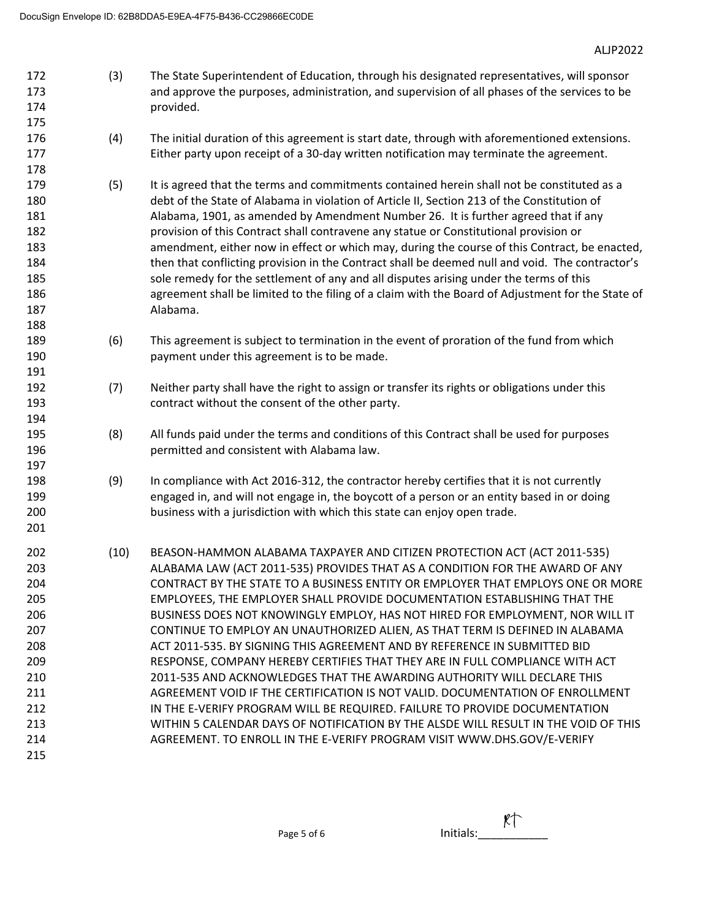(3) The State Superintendent of Education, through his designated representatives, will sponsor and approve the purposes, administration, and supervision of all phases of the services to be provided.

(4) The initial duration of this agreement is start date, through with aforementioned extensions. Either party upon receipt of a 30-day written notification may terminate the agreement.

(5) It is agreed that the terms and commitments contained herein shall not be constituted as a debt of the State of Alabama in violation of Article II, Section 213 of the Constitution of Alabama, 1901, as amended by Amendment Number 26. It is further agreed that if any provision of this Contract shall contravene any statue or Constitutional provision or amendment, either now in effect or which may, during the course of this Contract, be enacted, then that conflicting provision in the Contract shall be deemed null and void. The contractor's sole remedy for the settlement of any and all disputes arising under the terms of this agreement shall be limited to the filing of a claim with the Board of Adjustment for the State of Alabama.

(6) This agreement is subject to termination in the event of proration of the fund from which payment under this agreement is to be made.

(7) Neither party shall have the right to assign or transfer its rights or obligations under this contract without the consent of the other party.

(8) All funds paid under the terms and conditions of this Contract shall be used for purposes permitted and consistent with Alabama law.

(9) In compliance with Act 2016-312, the contractor hereby certifies that it is not currently engaged in, and will not engage in, the boycott of a person or an entity based in or doing business with a jurisdiction with which this state can enjoy open trade.

(10) BEASON-HAMMON ALABAMA TAXPAYER AND CITIZEN PROTECTION ACT (ACT 2011-535) ALABAMA LAW (ACT 2011-535) PROVIDES THAT AS A CONDITION FOR THE AWARD OF ANY CONTRACT BY THE STATE TO A BUSINESS ENTITY OR EMPLOYER THAT EMPLOYS ONE OR MORE EMPLOYEES, THE EMPLOYER SHALL PROVIDE DOCUMENTATION ESTABLISHING THAT THE BUSINESS DOES NOT KNOWINGLY EMPLOY, HAS NOT HIRED FOR EMPLOYMENT, NOR WILL IT CONTINUE TO EMPLOY AN UNAUTHORIZED ALIEN, AS THAT TERM IS DEFINED IN ALABAMA ACT 2011-535. BY SIGNING THIS AGREEMENT AND BY REFERENCE IN SUBMITTED BID RESPONSE, COMPANY HEREBY CERTIFIES THAT THEY ARE IN FULL COMPLIANCE WITH ACT 2011-535 AND ACKNOWLEDGES THAT THE AWARDING AUTHORITY WILL DECLARE THIS AGREEMENT VOID IF THE CERTIFICATION IS NOT VALID. DOCUMENTATION OF ENROLLMENT IN THE E-VERIFY PROGRAM WILL BE REQUIRED. FAILURE TO PROVIDE DOCUMENTATION WITHIN 5 CALENDAR DAYS OF NOTIFICATION BY THE ALSDE WILL RESULT IN THE VOID OF THIS AGREEMENT. TO ENROLL IN THE E-VERIFY PROGRAM VISIT WWW.DHS.GOV/E-VERIFY

Initials: RT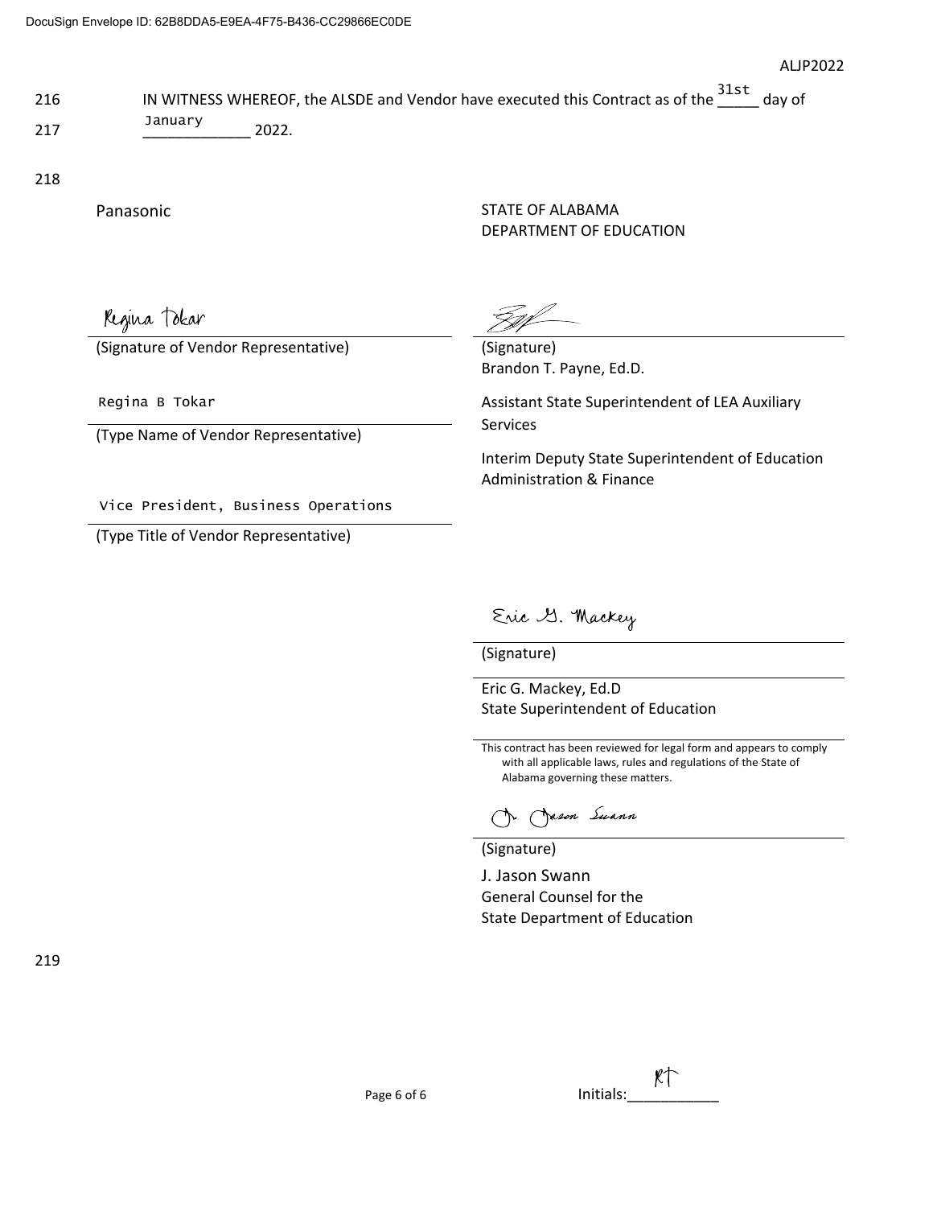216 IN WITNESS WHEREOF, the ALSDE and Vendor have executed this Contract as of the 31st day of

217 January 2022.

218

Panasonic

Regina Tokar

(Signature of Vendor Representative)

Regina B Tokar

(Type Name of Vendor Representative)

Vice President, Business Operations

(Type Title of Vendor Representative)

STATE OF ALABAMA
DEPARTMENT OF EDUCATION

(Signature)
Brandon T. Payne, Ed.D.

Assistant State Superintendent of LEA Auxiliary Services

Interim Deputy State Superintendent of Education Administration & Finance

Eric G. Mackey

(Signature)

Eric G. Mackey, Ed.D
State Superintendent of Education

This contract has been reviewed for legal form and appears to comply with all applicable laws, rules and regulations of the State of Alabama governing these matters.

J. Jason Swann

(Signature)

J. Jason Swann
General Counsel for the
State Department of Education

219

Initials: RT